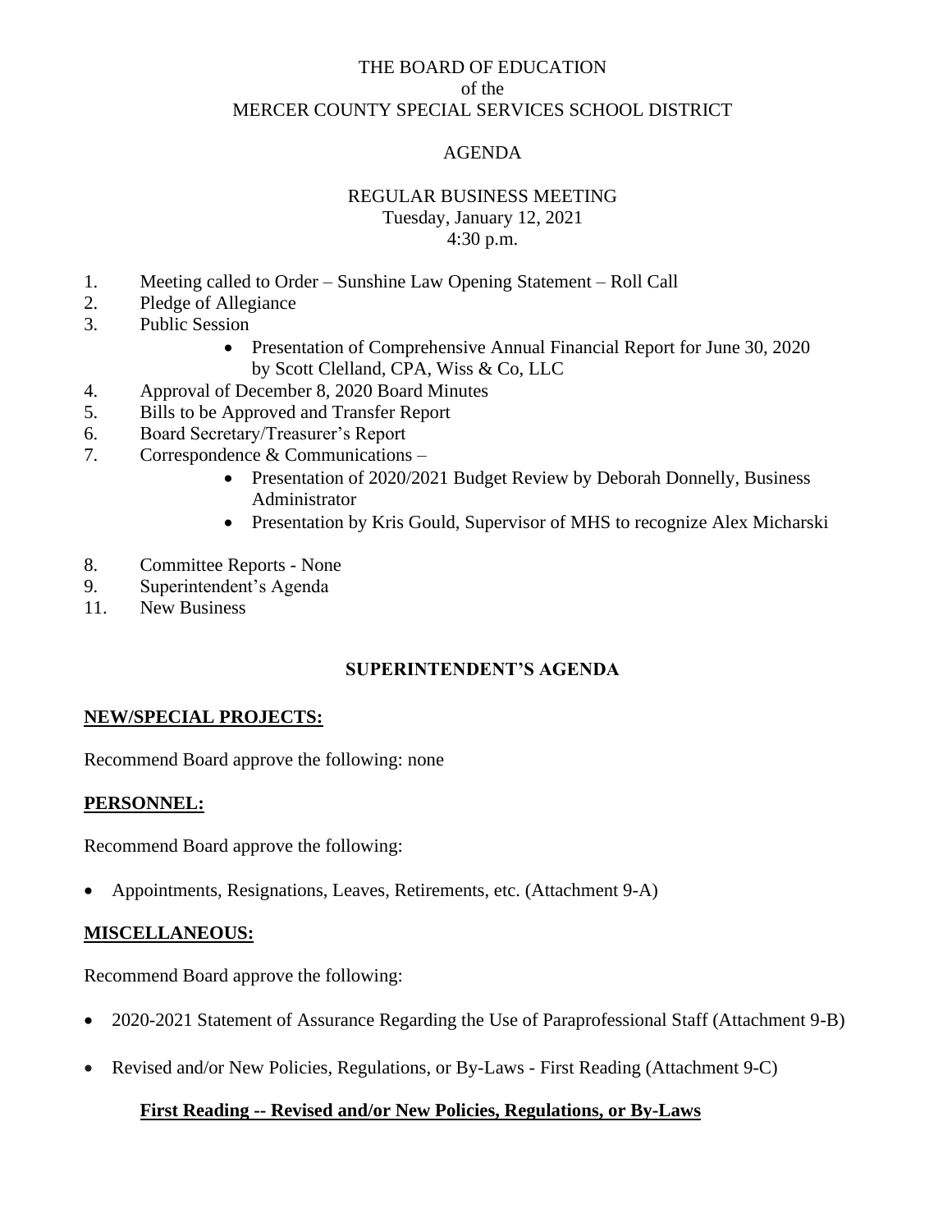THE BOARD OF EDUCATION
of the
MERCER COUNTY SPECIAL SERVICES SCHOOL DISTRICT

AGENDA

REGULAR BUSINESS MEETING
Tuesday, January 12, 2021
4:30 p.m.

1. Meeting called to Order – Sunshine Law Opening Statement – Roll Call
2. Pledge of Allegiance
3. Public Session
   - Presentation of Comprehensive Annual Financial Report for June 30, 2020 by Scott Clelland, CPA, Wiss & Co, LLC
4. Approval of December 8, 2020 Board Minutes
5. Bills to be Approved and Transfer Report
6. Board Secretary/Treasurer's Report
7. Correspondence & Communications –
   - Presentation of 2020/2021 Budget Review by Deborah Donnelly, Business Administrator
   - Presentation by Kris Gould, Supervisor of MHS to recognize Alex Micharski
8. Committee Reports - None
9. Superintendent's Agenda

11. New Business

## SUPERINTENDENT'S AGENDA

### NEW/SPECIAL PROJECTS:

Recommend Board approve the following: none

### PERSONNEL:

Recommend Board approve the following:

- Appointments, Resignations, Leaves, Retirements, etc. (Attachment 9-A)

### MISCELLANEOUS:

Recommend Board approve the following:

- 2020-2021 Statement of Assurance Regarding the Use of Paraprofessional Staff (Attachment 9-B)
- Revised and/or New Policies, Regulations, or By-Laws - First Reading (Attachment 9-C)

**First Reading -- Revised and/or New Policies, Regulations, or By-Laws**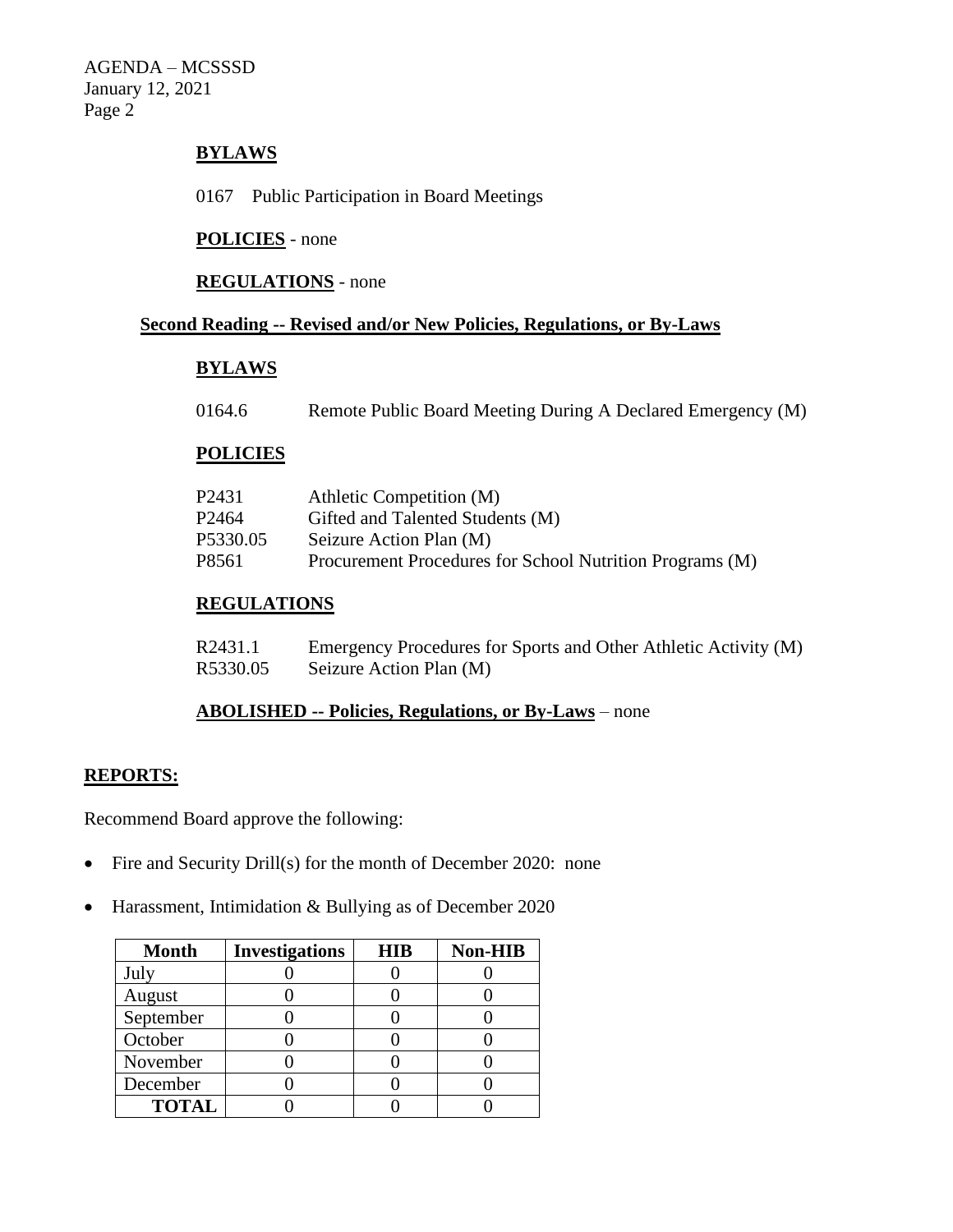**BYLAWS**

0167 Public Participation in Board Meetings

**POLICIES** - none

**REGULATIONS** - none

**Second Reading -- Revised and/or New Policies, Regulations, or By-Laws**

**BYLAWS**

0164.6 Remote Public Board Meeting During A Declared Emergency (M)

**POLICIES**

P2431 Athletic Competition (M)
P2464 Gifted and Talented Students (M)
P5330.05 Seizure Action Plan (M)
P8561 Procurement Procedures for School Nutrition Programs (M)

**REGULATIONS**

R2431.1 Emergency Procedures for Sports and Other Athletic Activity (M)
R5330.05 Seizure Action Plan (M)

**ABOLISHED -- Policies, Regulations, or By-Laws** – none

**REPORTS:**

Recommend Board approve the following:

- Fire and Security Drill(s) for the month of December 2020: none
- Harassment, Intimidation & Bullying as of December 2020

| Month | Investigations | HIB | Non-HIB |
|---|---|---|---|
| July | 0 | 0 | 0 |
| August | 0 | 0 | 0 |
| September | 0 | 0 | 0 |
| October | 0 | 0 | 0 |
| November | 0 | 0 | 0 |
| December | 0 | 0 | 0 |
| **TOTAL** | 0 | 0 | 0 |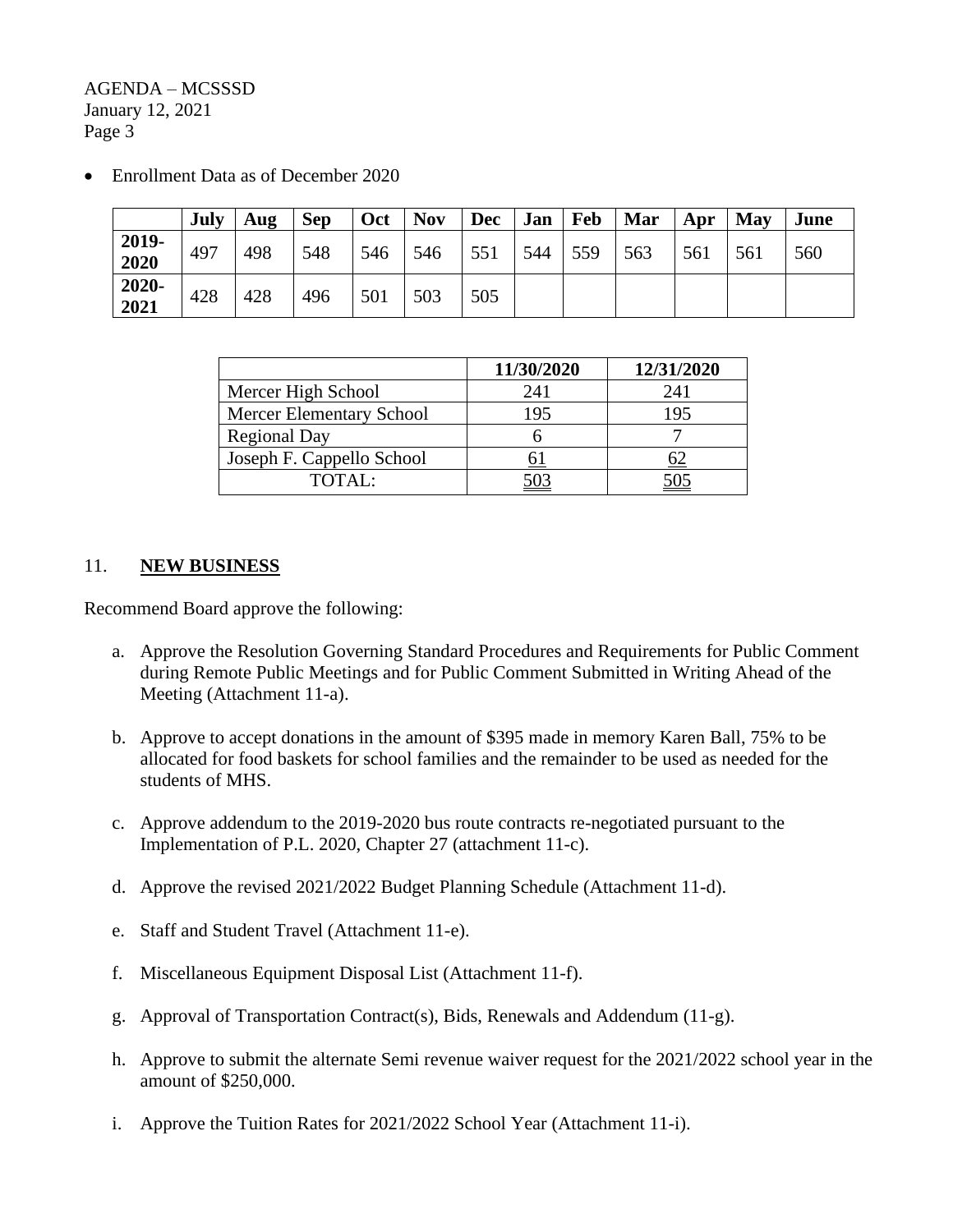- Enrollment Data as of December 2020

| | July | Aug | Sep | Oct | Nov | Dec | Jan | Feb | Mar | Apr | May | June |
|---|---|---|---|---|---|---|---|---|---|---|---|---|
| **2019-2020** | 497 | 498 | 548 | 546 | 546 | 551 | 544 | 559 | 563 | 561 | 561 | 560 |
| **2020-2021** | 428 | 428 | 496 | 501 | 503 | 505 | | | | | | |

| | 11/30/2020 | 12/31/2020 |
|---|---|---|
| Mercer High School | 241 | 241 |
| Mercer Elementary School | 195 | 195 |
| Regional Day | 6 | 7 |
| Joseph F. Cappello School | 61 | 62 |
| TOTAL: | 503 | 505 |

## 11. **NEW BUSINESS**

Recommend Board approve the following:

a. Approve the Resolution Governing Standard Procedures and Requirements for Public Comment during Remote Public Meetings and for Public Comment Submitted in Writing Ahead of the Meeting (Attachment 11-a).

b. Approve to accept donations in the amount of $395 made in memory Karen Ball, 75% to be allocated for food baskets for school families and the remainder to be used as needed for the students of MHS.

c. Approve addendum to the 2019-2020 bus route contracts re-negotiated pursuant to the Implementation of P.L. 2020, Chapter 27 (attachment 11-c).

d. Approve the revised 2021/2022 Budget Planning Schedule (Attachment 11-d).

e. Staff and Student Travel (Attachment 11-e).

f. Miscellaneous Equipment Disposal List (Attachment 11-f).

g. Approval of Transportation Contract(s), Bids, Renewals and Addendum (11-g).

h. Approve to submit the alternate Semi revenue waiver request for the 2021/2022 school year in the amount of $250,000.

i. Approve the Tuition Rates for 2021/2022 School Year (Attachment 11-i).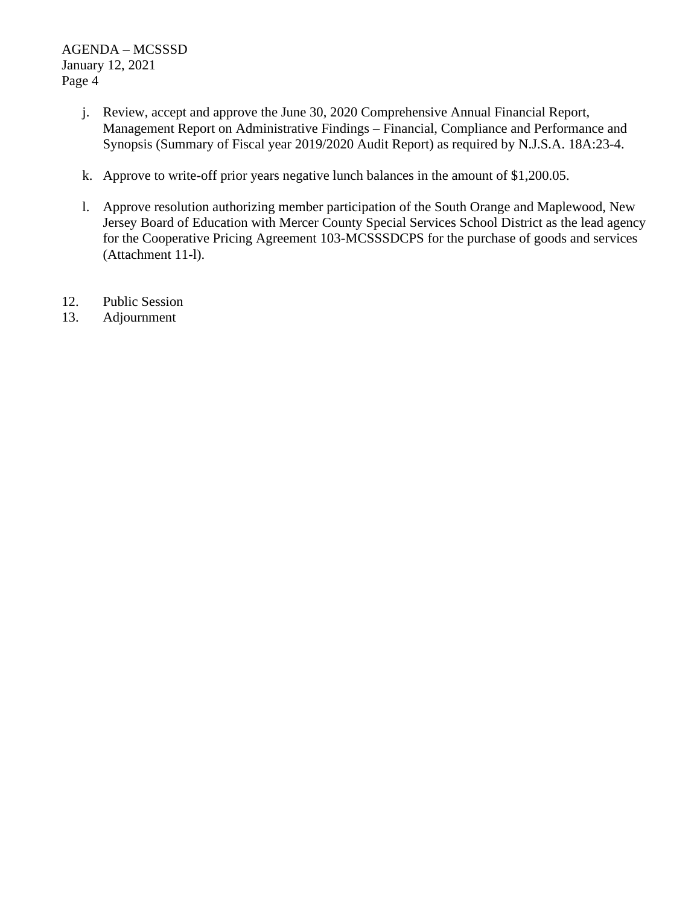j. Review, accept and approve the June 30, 2020 Comprehensive Annual Financial Report, Management Report on Administrative Findings – Financial, Compliance and Performance and Synopsis (Summary of Fiscal year 2019/2020 Audit Report) as required by N.J.S.A. 18A:23-4.

k. Approve to write-off prior years negative lunch balances in the amount of $1,200.05.

l. Approve resolution authorizing member participation of the South Orange and Maplewood, New Jersey Board of Education with Mercer County Special Services School District as the lead agency for the Cooperative Pricing Agreement 103-MCSSSDCPS for the purchase of goods and services (Attachment 11-l).

12. Public Session
13. Adjournment